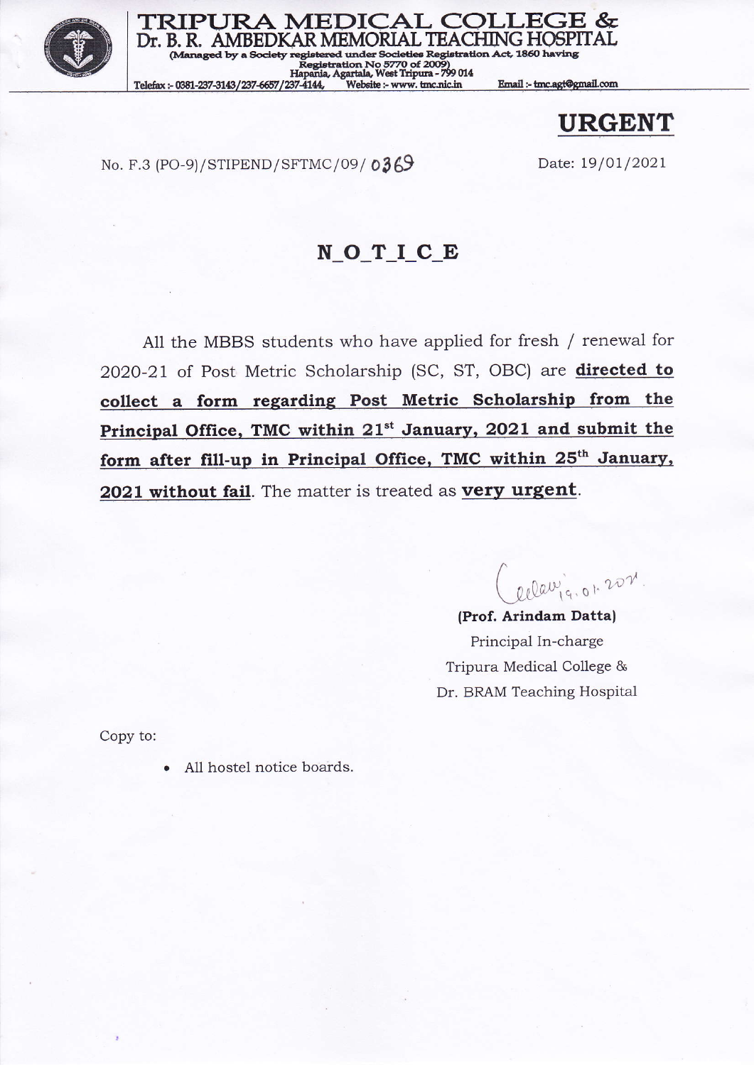# TRIPURA MEDICAL COLLEGE &
## Dr. B. R. AMBEDKAR MEMORIAL TEACHING HOSPITAL

(Managed by a Society registered under Societies Registration Act, 1860 having Registration No 5770 of 2009)
Hapania, Agartala, West Tripura - 799 014

Telefax :- 0381-237-3143/237-6657/237-4144, Website :- www. tmc.nic.in Email :- tmc.agt@gmail.com

**URGENT**

No. F.3 (PO-9)/STIPEND/SFTMC/09/ 0369

Date: 19/01/2021

## N_O_T_I_C_E

All the MBBS students who have applied for fresh / renewal for 2020-21 of Post Metric Scholarship (SC, ST, OBC) are **directed to collect a form regarding Post Metric Scholarship from the Principal Office, TMC within 21st January, 2021 and submit the form after fill-up in Principal Office, TMC within 25th January, 2021 without fail**. The matter is treated as **very urgent**.

19.01.2021

**(Prof. Arindam Datta)**
Principal In-charge
Tripura Medical College &
Dr. BRAM Teaching Hospital

Copy to:

- All hostel notice boards.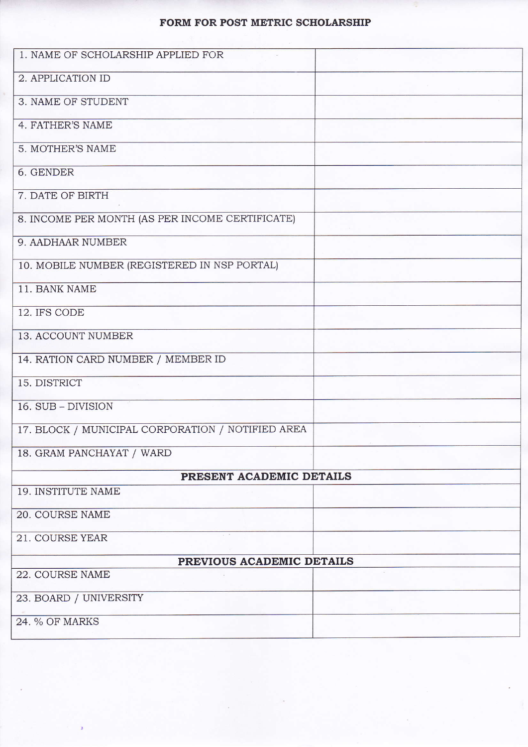# FORM FOR POST METRIC SCHOLARSHIP

| | |
|---|---|
| 1. NAME OF SCHOLARSHIP APPLIED FOR | |
| 2. APPLICATION ID | |
| 3. NAME OF STUDENT | |
| 4. FATHER'S NAME | |
| 5. MOTHER'S NAME | |
| 6. GENDER | |
| 7. DATE OF BIRTH | |
| 8. INCOME PER MONTH (AS PER INCOME CERTIFICATE) | |
| 9. AADHAAR NUMBER | |
| 10. MOBILE NUMBER (REGISTERED IN NSP PORTAL) | |
| 11. BANK NAME | |
| 12. IFS CODE | |
| 13. ACCOUNT NUMBER | |
| 14. RATION CARD NUMBER / MEMBER ID | |
| 15. DISTRICT | |
| 16. SUB – DIVISION | |
| 17. BLOCK / MUNICIPAL CORPORATION / NOTIFIED AREA | |
| 18. GRAM PANCHAYAT / WARD | |
| **PRESENT ACADEMIC DETAILS** | |
| 19. INSTITUTE NAME | |
| 20. COURSE NAME | |
| 21. COURSE YEAR | |
| **PREVIOUS ACADEMIC DETAILS** | |
| 22. COURSE NAME | |
| 23. BOARD / UNIVERSITY | |
| 24. % OF MARKS | |